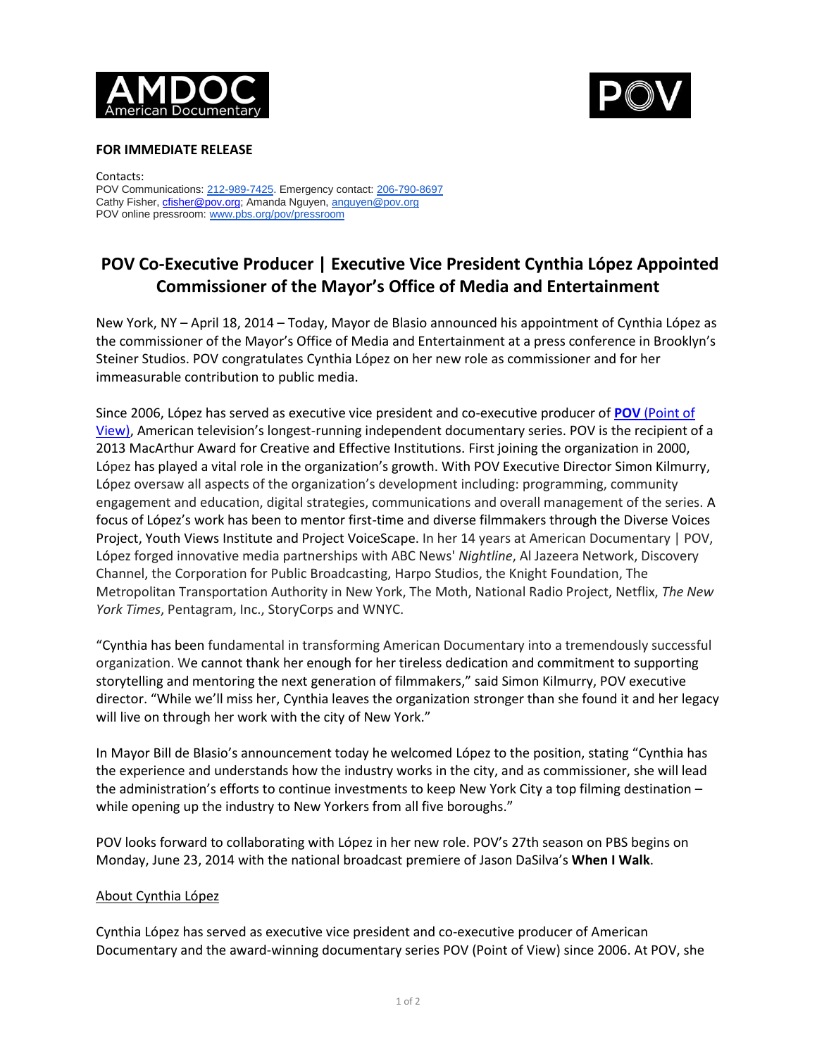AMDOC American Documentary

POV

**FOR IMMEDIATE RELEASE**

Contacts:
POV Communications: 212-989-7425. Emergency contact: 206-790-8697
Cathy Fisher, cfisher@pov.org; Amanda Nguyen, anguyen@pov.org
POV online pressroom: www.pbs.org/pov/pressroom

# POV Co-Executive Producer | Executive Vice President Cynthia López Appointed Commissioner of the Mayor's Office of Media and Entertainment

New York, NY – April 18, 2014 – Today, Mayor de Blasio announced his appointment of Cynthia López as the commissioner of the Mayor's Office of Media and Entertainment at a press conference in Brooklyn's Steiner Studios. POV congratulates Cynthia López on her new role as commissioner and for her immeasurable contribution to public media.

Since 2006, López has served as executive vice president and co-executive producer of **POV** (Point of View), American television's longest-running independent documentary series. POV is the recipient of a 2013 MacArthur Award for Creative and Effective Institutions. First joining the organization in 2000, López has played a vital role in the organization's growth. With POV Executive Director Simon Kilmurry, López oversaw all aspects of the organization's development including: programming, community engagement and education, digital strategies, communications and overall management of the series. A focus of López's work has been to mentor first-time and diverse filmmakers through the Diverse Voices Project, Youth Views Institute and Project VoiceScape. In her 14 years at American Documentary | POV, López forged innovative media partnerships with ABC News' *Nightline*, Al Jazeera Network, Discovery Channel, the Corporation for Public Broadcasting, Harpo Studios, the Knight Foundation, The Metropolitan Transportation Authority in New York, The Moth, National Radio Project, Netflix, *The New York Times*, Pentagram, Inc., StoryCorps and WNYC.

"Cynthia has been fundamental in transforming American Documentary into a tremendously successful organization. We cannot thank her enough for her tireless dedication and commitment to supporting storytelling and mentoring the next generation of filmmakers," said Simon Kilmurry, POV executive director. "While we'll miss her, Cynthia leaves the organization stronger than she found it and her legacy will live on through her work with the city of New York."

In Mayor Bill de Blasio's announcement today he welcomed López to the position, stating "Cynthia has the experience and understands how the industry works in the city, and as commissioner, she will lead the administration's efforts to continue investments to keep New York City a top filming destination – while opening up the industry to New Yorkers from all five boroughs."

POV looks forward to collaborating with López in her new role. POV's 27th season on PBS begins on Monday, June 23, 2014 with the national broadcast premiere of Jason DaSilva's **When I Walk**.

## About Cynthia López

Cynthia López has served as executive vice president and co-executive producer of American Documentary and the award-winning documentary series POV (Point of View) since 2006. At POV, she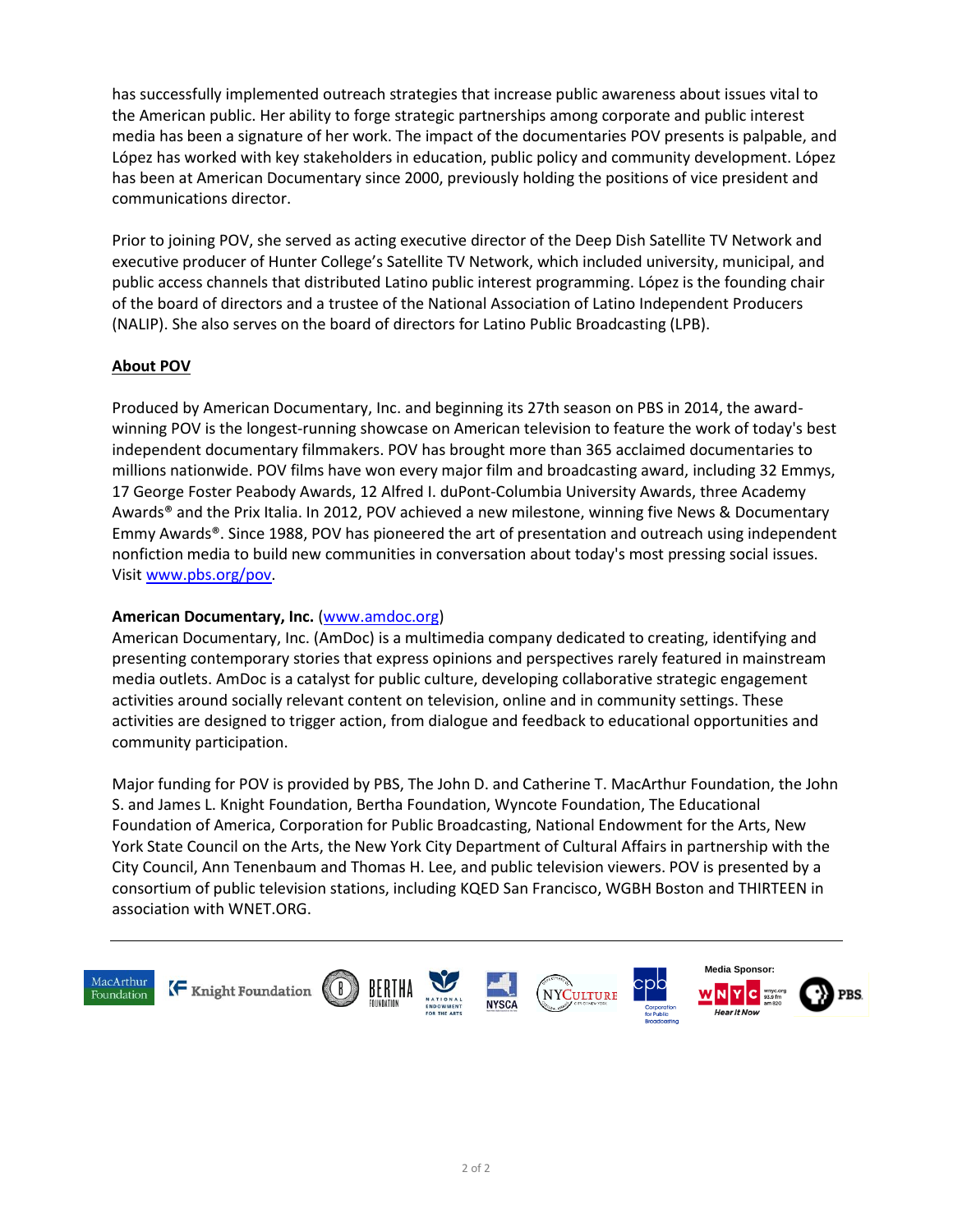has successfully implemented outreach strategies that increase public awareness about issues vital to the American public. Her ability to forge strategic partnerships among corporate and public interest media has been a signature of her work. The impact of the documentaries POV presents is palpable, and López has worked with key stakeholders in education, public policy and community development. López has been at American Documentary since 2000, previously holding the positions of vice president and communications director.

Prior to joining POV, she served as acting executive director of the Deep Dish Satellite TV Network and executive producer of Hunter College's Satellite TV Network, which included university, municipal, and public access channels that distributed Latino public interest programming. López is the founding chair of the board of directors and a trustee of the National Association of Latino Independent Producers (NALIP). She also serves on the board of directors for Latino Public Broadcasting (LPB).

**About POV**

Produced by American Documentary, Inc. and beginning its 27th season on PBS in 2014, the award-winning POV is the longest-running showcase on American television to feature the work of today's best independent documentary filmmakers. POV has brought more than 365 acclaimed documentaries to millions nationwide. POV films have won every major film and broadcasting award, including 32 Emmys, 17 George Foster Peabody Awards, 12 Alfred I. duPont-Columbia University Awards, three Academy Awards® and the Prix Italia. In 2012, POV achieved a new milestone, winning five News & Documentary Emmy Awards®. Since 1988, POV has pioneered the art of presentation and outreach using independent nonfiction media to build new communities in conversation about today's most pressing social issues. Visit www.pbs.org/pov.

**American Documentary, Inc.** (www.amdoc.org)
American Documentary, Inc. (AmDoc) is a multimedia company dedicated to creating, identifying and presenting contemporary stories that express opinions and perspectives rarely featured in mainstream media outlets. AmDoc is a catalyst for public culture, developing collaborative strategic engagement activities around socially relevant content on television, online and in community settings. These activities are designed to trigger action, from dialogue and feedback to educational opportunities and community participation.

Major funding for POV is provided by PBS, The John D. and Catherine T. MacArthur Foundation, the John S. and James L. Knight Foundation, Bertha Foundation, Wyncote Foundation, The Educational Foundation of America, Corporation for Public Broadcasting, National Endowment for the Arts, New York State Council on the Arts, the New York City Department of Cultural Affairs in partnership with the City Council, Ann Tenenbaum and Thomas H. Lee, and public television viewers. POV is presented by a consortium of public television stations, including KQED San Francisco, WGBH Boston and THIRTEEN in association with WNET.ORG.

---

MacArthur Foundation | Knight Foundation | Bertha Foundation | National Endowment for the Arts | NYSCA | NYCulture | cpb Corporation for Public Broadcasting | Media Sponsor: WNYC Hear it Now | PBS